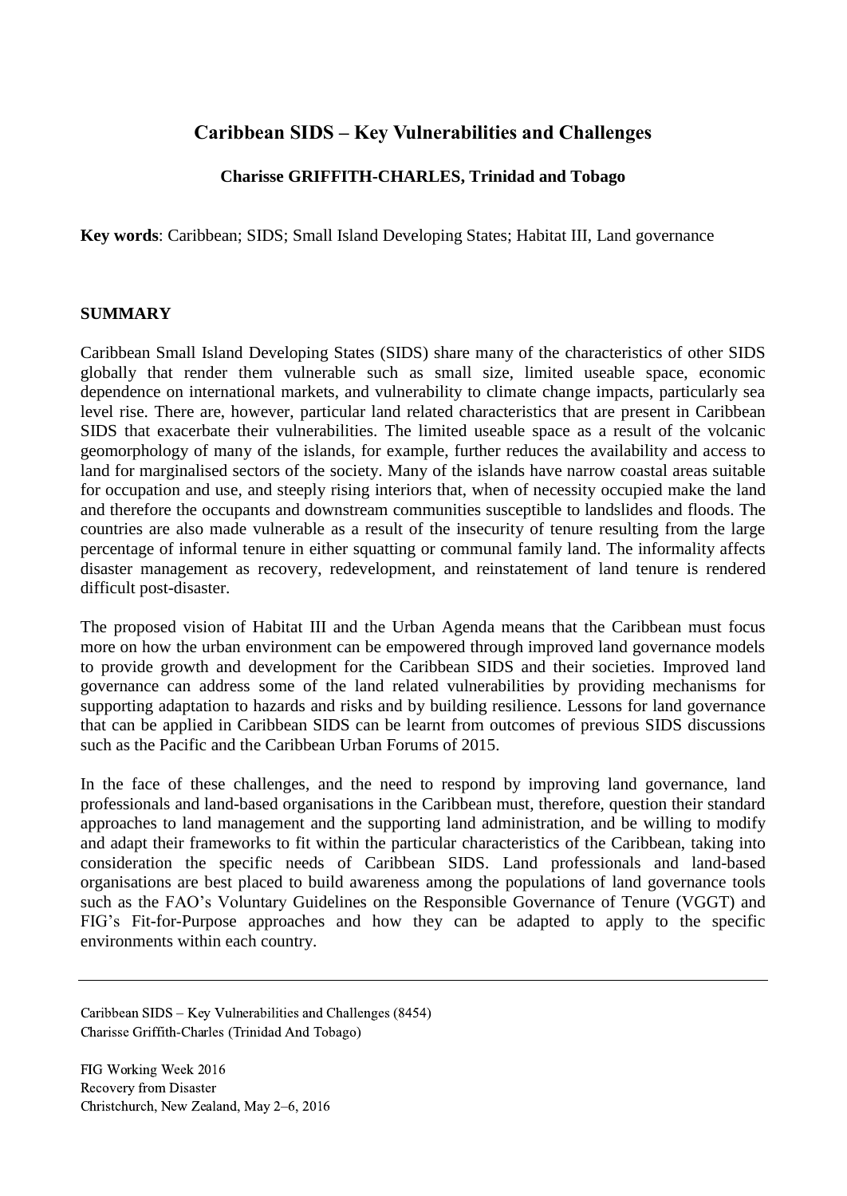# Caribbean SIDS – Key Vulnerabilities and Challenges

**Charisse GRIFFITH-CHARLES, Trinidad and Tobago**

**Key words**: Caribbean; SIDS; Small Island Developing States; Habitat III, Land governance

## SUMMARY

Caribbean Small Island Developing States (SIDS) share many of the characteristics of other SIDS globally that render them vulnerable such as small size, limited useable space, economic dependence on international markets, and vulnerability to climate change impacts, particularly sea level rise. There are, however, particular land related characteristics that are present in Caribbean SIDS that exacerbate their vulnerabilities. The limited useable space as a result of the volcanic geomorphology of many of the islands, for example, further reduces the availability and access to land for marginalised sectors of the society. Many of the islands have narrow coastal areas suitable for occupation and use, and steeply rising interiors that, when of necessity occupied make the land and therefore the occupants and downstream communities susceptible to landslides and floods. The countries are also made vulnerable as a result of the insecurity of tenure resulting from the large percentage of informal tenure in either squatting or communal family land. The informality affects disaster management as recovery, redevelopment, and reinstatement of land tenure is rendered difficult post-disaster.

The proposed vision of Habitat III and the Urban Agenda means that the Caribbean must focus more on how the urban environment can be empowered through improved land governance models to provide growth and development for the Caribbean SIDS and their societies. Improved land governance can address some of the land related vulnerabilities by providing mechanisms for supporting adaptation to hazards and risks and by building resilience. Lessons for land governance that can be applied in Caribbean SIDS can be learnt from outcomes of previous SIDS discussions such as the Pacific and the Caribbean Urban Forums of 2015.

In the face of these challenges, and the need to respond by improving land governance, land professionals and land-based organisations in the Caribbean must, therefore, question their standard approaches to land management and the supporting land administration, and be willing to modify and adapt their frameworks to fit within the particular characteristics of the Caribbean, taking into consideration the specific needs of Caribbean SIDS. Land professionals and land-based organisations are best placed to build awareness among the populations of land governance tools such as the FAO's Voluntary Guidelines on the Responsible Governance of Tenure (VGGT) and FIG's Fit-for-Purpose approaches and how they can be adapted to apply to the specific environments within each country.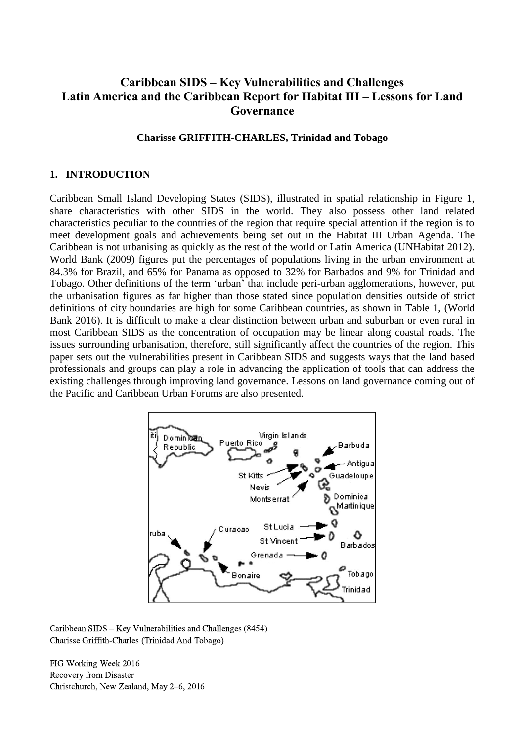# Caribbean SIDS – Key Vulnerabilities and Challenges
# Latin America and the Caribbean Report for Habitat III – Lessons for Land Governance

**Charisse GRIFFITH-CHARLES, Trinidad and Tobago**

## 1. INTRODUCTION

Caribbean Small Island Developing States (SIDS), illustrated in spatial relationship in Figure 1, share characteristics with other SIDS in the world. They also possess other land related characteristics peculiar to the countries of the region that require special attention if the region is to meet development goals and achievements being set out in the Habitat III Urban Agenda. The Caribbean is not urbanising as quickly as the rest of the world or Latin America (UNHabitat 2012). World Bank (2009) figures put the percentages of populations living in the urban environment at 84.3% for Brazil, and 65% for Panama as opposed to 32% for Barbados and 9% for Trinidad and Tobago. Other definitions of the term 'urban' that include peri-urban agglomerations, however, put the urbanisation figures as far higher than those stated since population densities outside of strict definitions of city boundaries are high for some Caribbean countries, as shown in Table 1, (World Bank 2016). It is difficult to make a clear distinction between urban and suburban or even rural in most Caribbean SIDS as the concentration of occupation may be linear along coastal roads. The issues surrounding urbanisation, therefore, still significantly affect the countries of the region. This paper sets out the vulnerabilities present in Caribbean SIDS and suggests ways that the land based professionals and groups can play a role in advancing the application of tools that can address the existing challenges through improving land governance. Lessons on land governance coming out of the Pacific and Caribbean Urban Forums are also presented.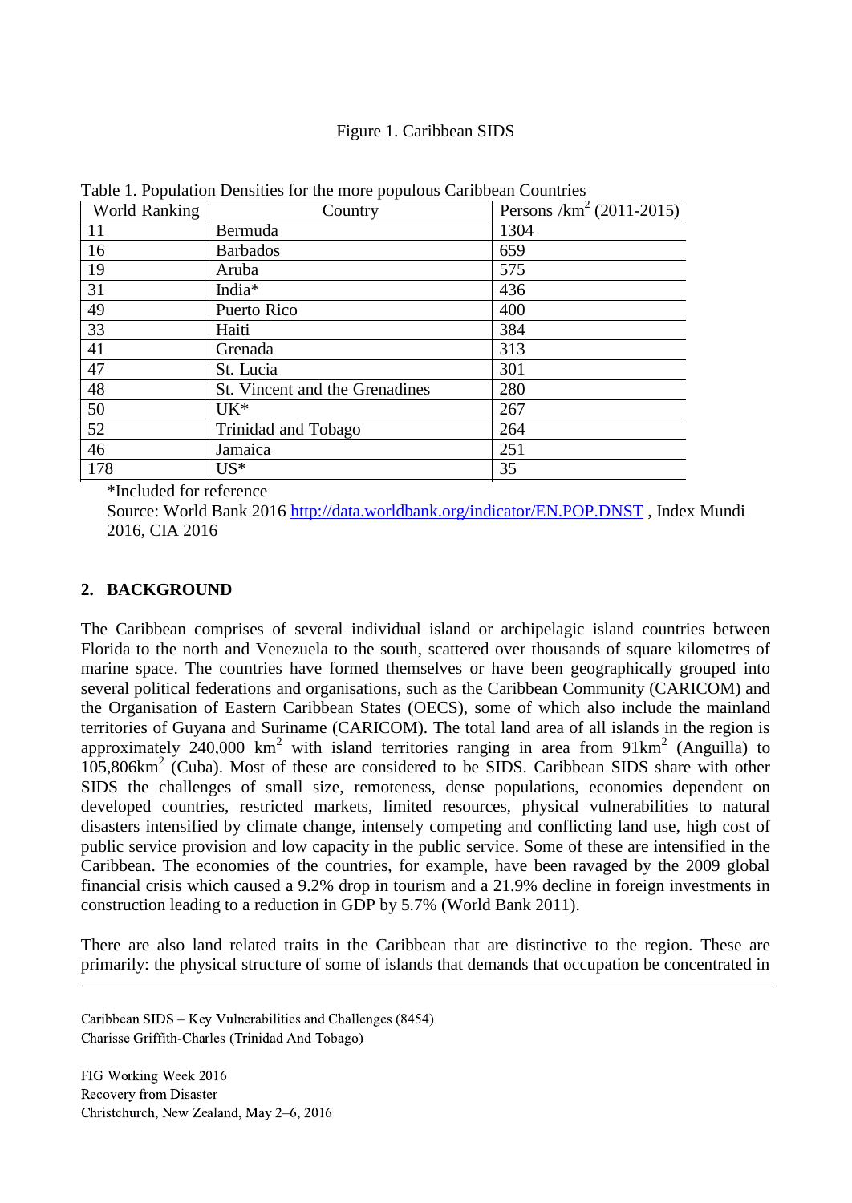Figure 1. Caribbean SIDS

Table 1. Population Densities for the more populous Caribbean Countries

| World Ranking | Country | Persons /km$^2$ (2011-2015) |
|---|---|---|
| 11 | Bermuda | 1304 |
| 16 | Barbados | 659 |
| 19 | Aruba | 575 |
| 31 | India* | 436 |
| 49 | Puerto Rico | 400 |
| 33 | Haiti | 384 |
| 41 | Grenada | 313 |
| 47 | St. Lucia | 301 |
| 48 | St. Vincent and the Grenadines | 280 |
| 50 | UK* | 267 |
| 52 | Trinidad and Tobago | 264 |
| 46 | Jamaica | 251 |
| 178 | US* | 35 |

*Included for reference

Source: World Bank 2016 http://data.worldbank.org/indicator/EN.POP.DNST , Index Mundi 2016, CIA 2016

## 2. BACKGROUND

The Caribbean comprises of several individual island or archipelagic island countries between Florida to the north and Venezuela to the south, scattered over thousands of square kilometres of marine space. The countries have formed themselves or have been geographically grouped into several political federations and organisations, such as the Caribbean Community (CARICOM) and the Organisation of Eastern Caribbean States (OECS), some of which also include the mainland territories of Guyana and Suriname (CARICOM). The total land area of all islands in the region is approximately 240,000 km$^2$ with island territories ranging in area from 91km$^2$ (Anguilla) to 105,806km$^2$ (Cuba). Most of these are considered to be SIDS. Caribbean SIDS share with other SIDS the challenges of small size, remoteness, dense populations, economies dependent on developed countries, restricted markets, limited resources, physical vulnerabilities to natural disasters intensified by climate change, intensely competing and conflicting land use, high cost of public service provision and low capacity in the public service. Some of these are intensified in the Caribbean. The economies of the countries, for example, have been ravaged by the 2009 global financial crisis which caused a 9.2% drop in tourism and a 21.9% decline in foreign investments in construction leading to a reduction in GDP by 5.7% (World Bank 2011).

There are also land related traits in the Caribbean that are distinctive to the region. These are primarily: the physical structure of some of islands that demands that occupation be concentrated in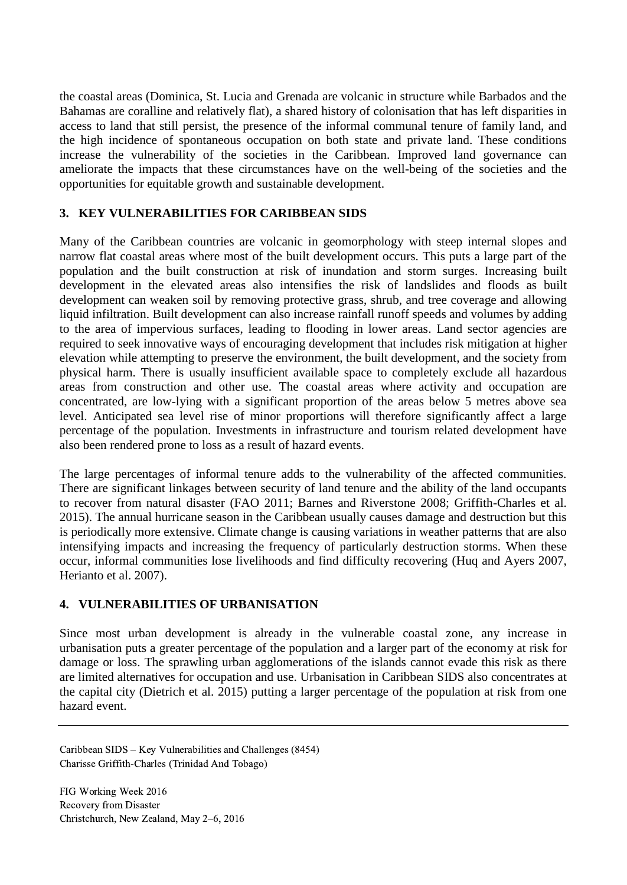the coastal areas (Dominica, St. Lucia and Grenada are volcanic in structure while Barbados and the Bahamas are coralline and relatively flat), a shared history of colonisation that has left disparities in access to land that still persist, the presence of the informal communal tenure of family land, and the high incidence of spontaneous occupation on both state and private land. These conditions increase the vulnerability of the societies in the Caribbean. Improved land governance can ameliorate the impacts that these circumstances have on the well-being of the societies and the opportunities for equitable growth and sustainable development.

## 3. KEY VULNERABILITIES FOR CARIBBEAN SIDS

Many of the Caribbean countries are volcanic in geomorphology with steep internal slopes and narrow flat coastal areas where most of the built development occurs. This puts a large part of the population and the built construction at risk of inundation and storm surges. Increasing built development in the elevated areas also intensifies the risk of landslides and floods as built development can weaken soil by removing protective grass, shrub, and tree coverage and allowing liquid infiltration. Built development can also increase rainfall runoff speeds and volumes by adding to the area of impervious surfaces, leading to flooding in lower areas. Land sector agencies are required to seek innovative ways of encouraging development that includes risk mitigation at higher elevation while attempting to preserve the environment, the built development, and the society from physical harm. There is usually insufficient available space to completely exclude all hazardous areas from construction and other use. The coastal areas where activity and occupation are concentrated, are low-lying with a significant proportion of the areas below 5 metres above sea level. Anticipated sea level rise of minor proportions will therefore significantly affect a large percentage of the population. Investments in infrastructure and tourism related development have also been rendered prone to loss as a result of hazard events.

The large percentages of informal tenure adds to the vulnerability of the affected communities. There are significant linkages between security of land tenure and the ability of the land occupants to recover from natural disaster (FAO 2011; Barnes and Riverstone 2008; Griffith-Charles et al. 2015). The annual hurricane season in the Caribbean usually causes damage and destruction but this is periodically more extensive. Climate change is causing variations in weather patterns that are also intensifying impacts and increasing the frequency of particularly destruction storms. When these occur, informal communities lose livelihoods and find difficulty recovering (Huq and Ayers 2007, Herianto et al. 2007).

## 4. VULNERABILITIES OF URBANISATION

Since most urban development is already in the vulnerable coastal zone, any increase in urbanisation puts a greater percentage of the population and a larger part of the economy at risk for damage or loss. The sprawling urban agglomerations of the islands cannot evade this risk as there are limited alternatives for occupation and use. Urbanisation in Caribbean SIDS also concentrates at the capital city (Dietrich et al. 2015) putting a larger percentage of the population at risk from one hazard event.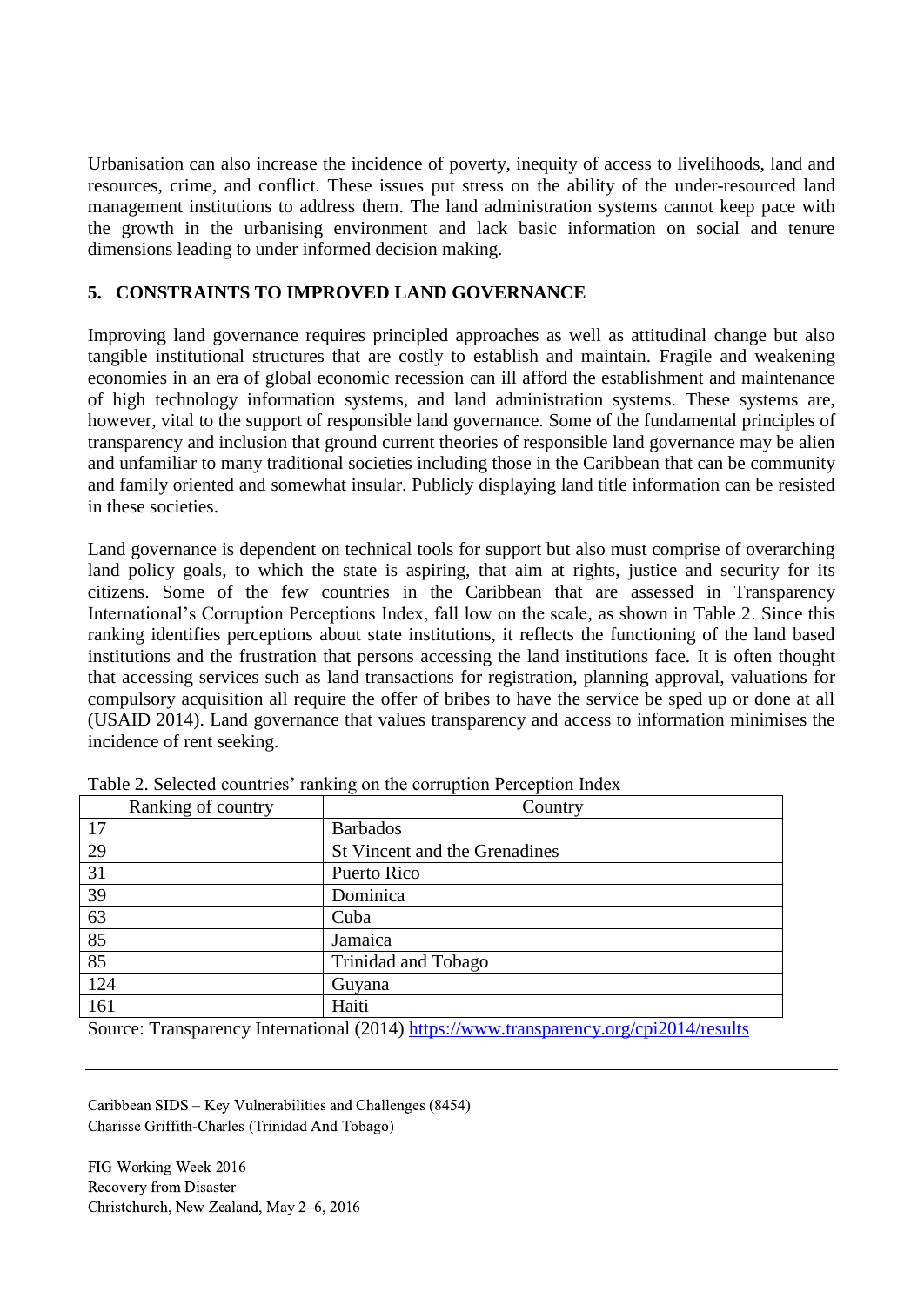Urbanisation can also increase the incidence of poverty, inequity of access to livelihoods, land and resources, crime, and conflict. These issues put stress on the ability of the under-resourced land management institutions to address them. The land administration systems cannot keep pace with the growth in the urbanising environment and lack basic information on social and tenure dimensions leading to under informed decision making.

## 5. CONSTRAINTS TO IMPROVED LAND GOVERNANCE

Improving land governance requires principled approaches as well as attitudinal change but also tangible institutional structures that are costly to establish and maintain. Fragile and weakening economies in an era of global economic recession can ill afford the establishment and maintenance of high technology information systems, and land administration systems. These systems are, however, vital to the support of responsible land governance. Some of the fundamental principles of transparency and inclusion that ground current theories of responsible land governance may be alien and unfamiliar to many traditional societies including those in the Caribbean that can be community and family oriented and somewhat insular. Publicly displaying land title information can be resisted in these societies.

Land governance is dependent on technical tools for support but also must comprise of overarching land policy goals, to which the state is aspiring, that aim at rights, justice and security for its citizens. Some of the few countries in the Caribbean that are assessed in Transparency International's Corruption Perceptions Index, fall low on the scale, as shown in Table 2. Since this ranking identifies perceptions about state institutions, it reflects the functioning of the land based institutions and the frustration that persons accessing the land institutions face. It is often thought that accessing services such as land transactions for registration, planning approval, valuations for compulsory acquisition all require the offer of bribes to have the service be sped up or done at all (USAID 2014). Land governance that values transparency and access to information minimises the incidence of rent seeking.

Table 2. Selected countries' ranking on the corruption Perception Index

| Ranking of country | Country |
|---|---|
| 17 | Barbados |
| 29 | St Vincent and the Grenadines |
| 31 | Puerto Rico |
| 39 | Dominica |
| 63 | Cuba |
| 85 | Jamaica |
| 85 | Trinidad and Tobago |
| 124 | Guyana |
| 161 | Haiti |

Source: Transparency International (2014) https://www.transparency.org/cpi2014/results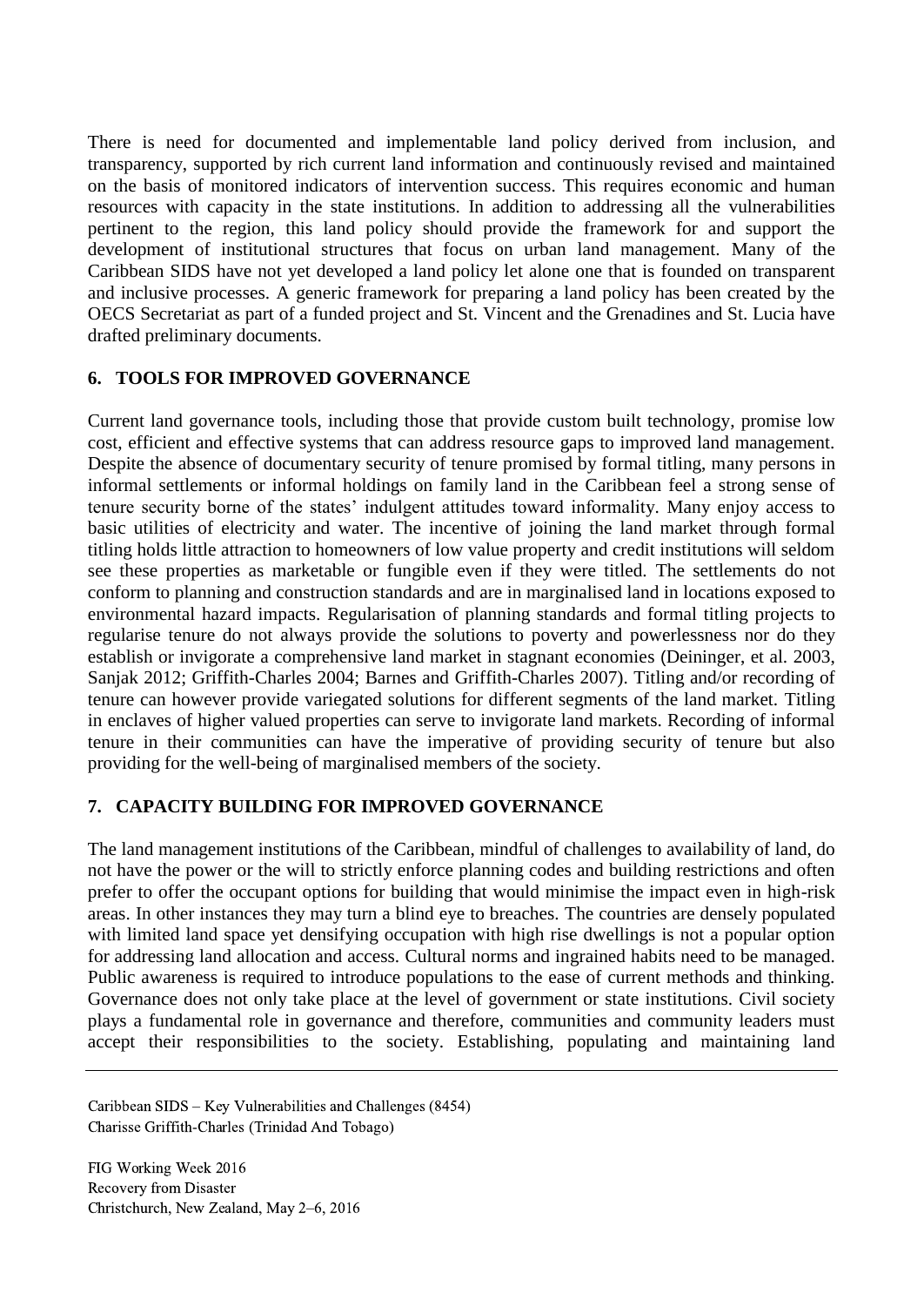There is need for documented and implementable land policy derived from inclusion, and transparency, supported by rich current land information and continuously revised and maintained on the basis of monitored indicators of intervention success. This requires economic and human resources with capacity in the state institutions. In addition to addressing all the vulnerabilities pertinent to the region, this land policy should provide the framework for and support the development of institutional structures that focus on urban land management. Many of the Caribbean SIDS have not yet developed a land policy let alone one that is founded on transparent and inclusive processes. A generic framework for preparing a land policy has been created by the OECS Secretariat as part of a funded project and St. Vincent and the Grenadines and St. Lucia have drafted preliminary documents.

## 6. TOOLS FOR IMPROVED GOVERNANCE

Current land governance tools, including those that provide custom built technology, promise low cost, efficient and effective systems that can address resource gaps to improved land management. Despite the absence of documentary security of tenure promised by formal titling, many persons in informal settlements or informal holdings on family land in the Caribbean feel a strong sense of tenure security borne of the states' indulgent attitudes toward informality. Many enjoy access to basic utilities of electricity and water. The incentive of joining the land market through formal titling holds little attraction to homeowners of low value property and credit institutions will seldom see these properties as marketable or fungible even if they were titled. The settlements do not conform to planning and construction standards and are in marginalised land in locations exposed to environmental hazard impacts. Regularisation of planning standards and formal titling projects to regularise tenure do not always provide the solutions to poverty and powerlessness nor do they establish or invigorate a comprehensive land market in stagnant economies (Deininger, et al. 2003, Sanjak 2012; Griffith-Charles 2004; Barnes and Griffith-Charles 2007). Titling and/or recording of tenure can however provide variegated solutions for different segments of the land market. Titling in enclaves of higher valued properties can serve to invigorate land markets. Recording of informal tenure in their communities can have the imperative of providing security of tenure but also providing for the well-being of marginalised members of the society.

## 7. CAPACITY BUILDING FOR IMPROVED GOVERNANCE

The land management institutions of the Caribbean, mindful of challenges to availability of land, do not have the power or the will to strictly enforce planning codes and building restrictions and often prefer to offer the occupant options for building that would minimise the impact even in high-risk areas. In other instances they may turn a blind eye to breaches. The countries are densely populated with limited land space yet densifying occupation with high rise dwellings is not a popular option for addressing land allocation and access. Cultural norms and ingrained habits need to be managed. Public awareness is required to introduce populations to the ease of current methods and thinking. Governance does not only take place at the level of government or state institutions. Civil society plays a fundamental role in governance and therefore, communities and community leaders must accept their responsibilities to the society. Establishing, populating and maintaining land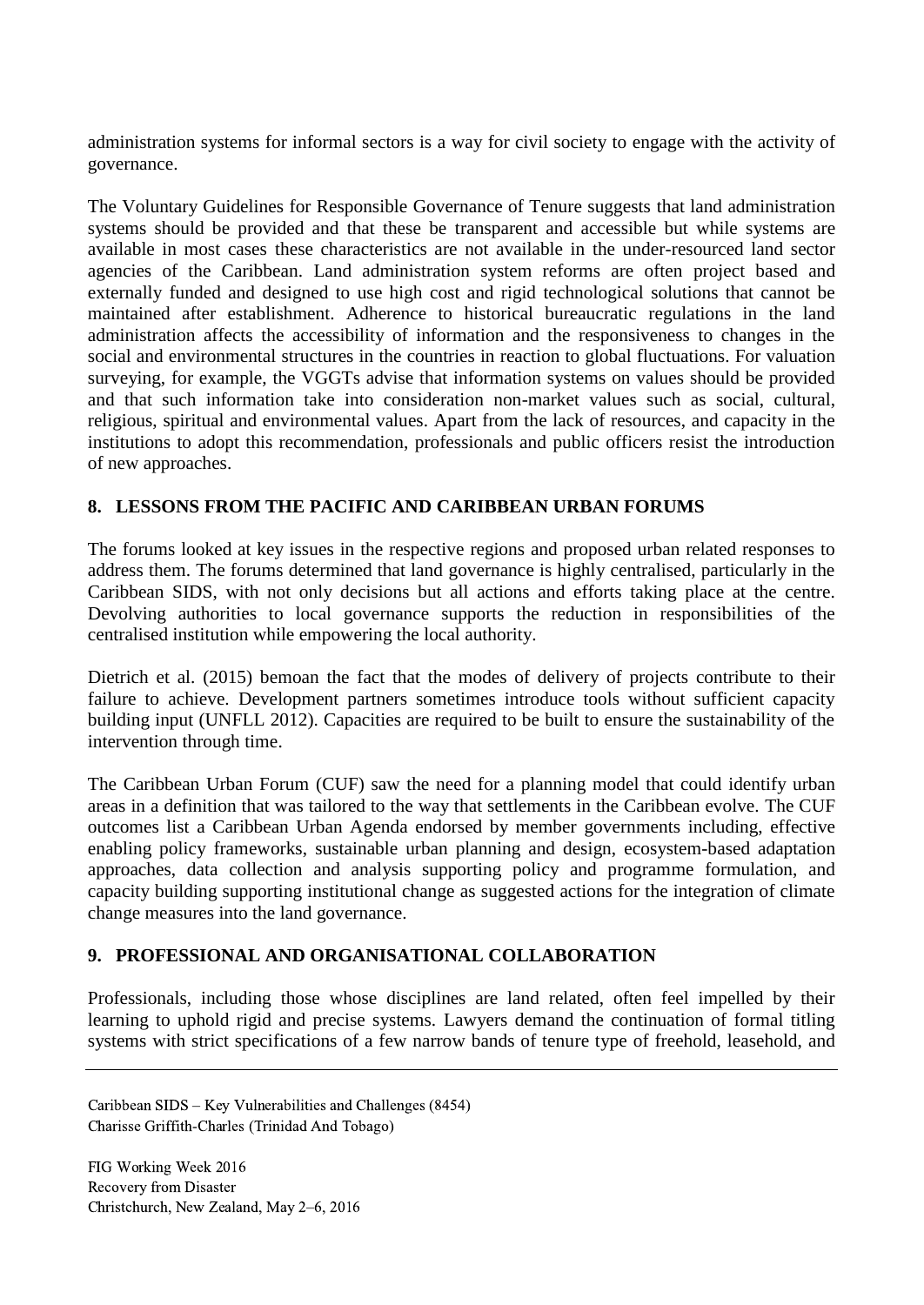administration systems for informal sectors is a way for civil society to engage with the activity of governance.

The Voluntary Guidelines for Responsible Governance of Tenure suggests that land administration systems should be provided and that these be transparent and accessible but while systems are available in most cases these characteristics are not available in the under-resourced land sector agencies of the Caribbean. Land administration system reforms are often project based and externally funded and designed to use high cost and rigid technological solutions that cannot be maintained after establishment. Adherence to historical bureaucratic regulations in the land administration affects the accessibility of information and the responsiveness to changes in the social and environmental structures in the countries in reaction to global fluctuations. For valuation surveying, for example, the VGGTs advise that information systems on values should be provided and that such information take into consideration non-market values such as social, cultural, religious, spiritual and environmental values. Apart from the lack of resources, and capacity in the institutions to adopt this recommendation, professionals and public officers resist the introduction of new approaches.

## 8. LESSONS FROM THE PACIFIC AND CARIBBEAN URBAN FORUMS

The forums looked at key issues in the respective regions and proposed urban related responses to address them. The forums determined that land governance is highly centralised, particularly in the Caribbean SIDS, with not only decisions but all actions and efforts taking place at the centre. Devolving authorities to local governance supports the reduction in responsibilities of the centralised institution while empowering the local authority.

Dietrich et al. (2015) bemoan the fact that the modes of delivery of projects contribute to their failure to achieve. Development partners sometimes introduce tools without sufficient capacity building input (UNFLL 2012). Capacities are required to be built to ensure the sustainability of the intervention through time.

The Caribbean Urban Forum (CUF) saw the need for a planning model that could identify urban areas in a definition that was tailored to the way that settlements in the Caribbean evolve. The CUF outcomes list a Caribbean Urban Agenda endorsed by member governments including, effective enabling policy frameworks, sustainable urban planning and design, ecosystem-based adaptation approaches, data collection and analysis supporting policy and programme formulation, and capacity building supporting institutional change as suggested actions for the integration of climate change measures into the land governance.

## 9. PROFESSIONAL AND ORGANISATIONAL COLLABORATION

Professionals, including those whose disciplines are land related, often feel impelled by their learning to uphold rigid and precise systems. Lawyers demand the continuation of formal titling systems with strict specifications of a few narrow bands of tenure type of freehold, leasehold, and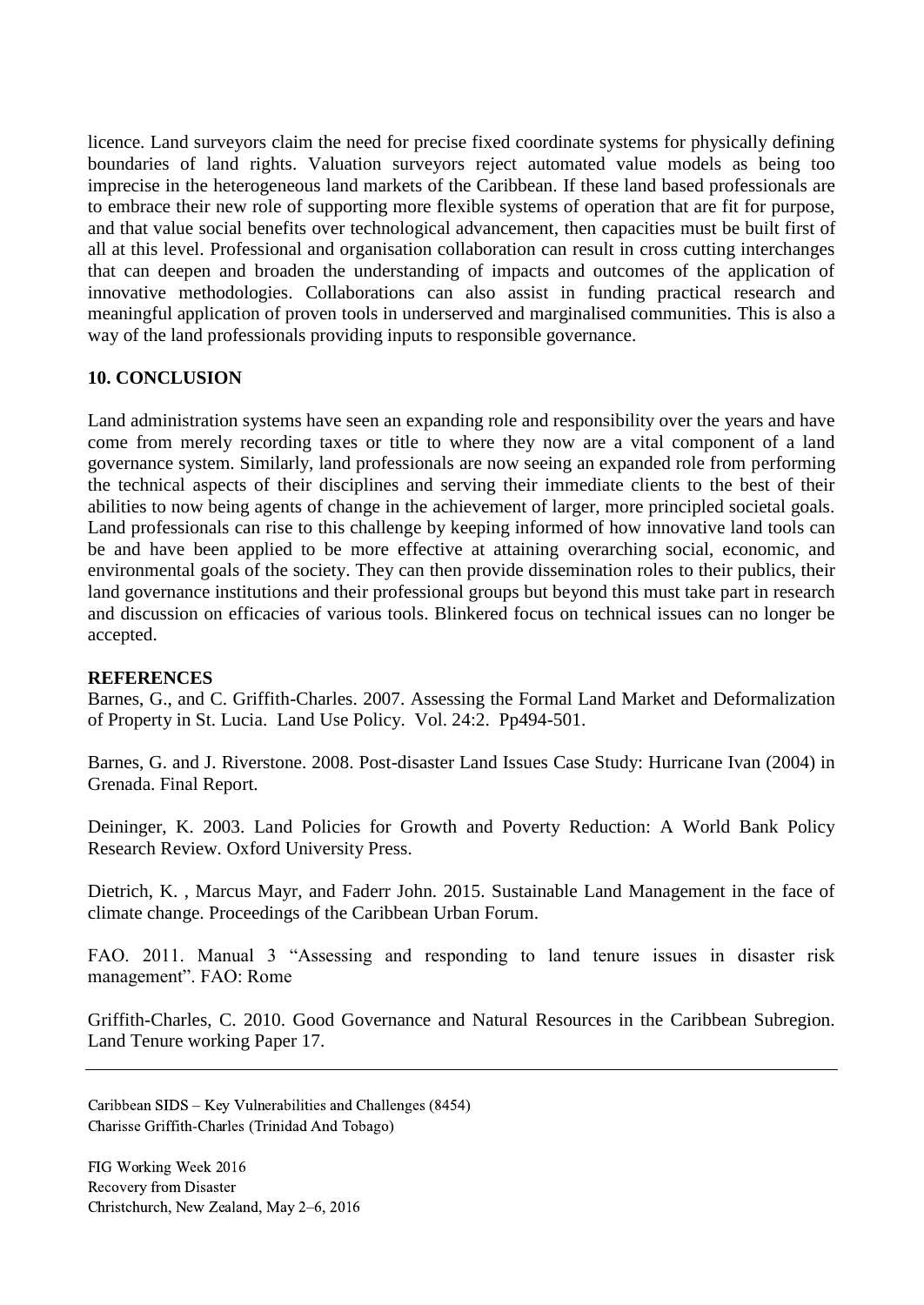licence. Land surveyors claim the need for precise fixed coordinate systems for physically defining boundaries of land rights. Valuation surveyors reject automated value models as being too imprecise in the heterogeneous land markets of the Caribbean. If these land based professionals are to embrace their new role of supporting more flexible systems of operation that are fit for purpose, and that value social benefits over technological advancement, then capacities must be built first of all at this level. Professional and organisation collaboration can result in cross cutting interchanges that can deepen and broaden the understanding of impacts and outcomes of the application of innovative methodologies. Collaborations can also assist in funding practical research and meaningful application of proven tools in underserved and marginalised communities. This is also a way of the land professionals providing inputs to responsible governance.

## 10. CONCLUSION

Land administration systems have seen an expanding role and responsibility over the years and have come from merely recording taxes or title to where they now are a vital component of a land governance system. Similarly, land professionals are now seeing an expanded role from performing the technical aspects of their disciplines and serving their immediate clients to the best of their abilities to now being agents of change in the achievement of larger, more principled societal goals. Land professionals can rise to this challenge by keeping informed of how innovative land tools can be and have been applied to be more effective at attaining overarching social, economic, and environmental goals of the society. They can then provide dissemination roles to their publics, their land governance institutions and their professional groups but beyond this must take part in research and discussion on efficacies of various tools. Blinkered focus on technical issues can no longer be accepted.

## REFERENCES

Barnes, G., and C. Griffith-Charles. 2007. Assessing the Formal Land Market and Deformalization of Property in St. Lucia. Land Use Policy. Vol. 24:2. Pp494-501.

Barnes, G. and J. Riverstone. 2008. Post-disaster Land Issues Case Study: Hurricane Ivan (2004) in Grenada. Final Report.

Deininger, K. 2003. Land Policies for Growth and Poverty Reduction: A World Bank Policy Research Review. Oxford University Press.

Dietrich, K. , Marcus Mayr, and Faderr John. 2015. Sustainable Land Management in the face of climate change. Proceedings of the Caribbean Urban Forum.

FAO. 2011. Manual 3 "Assessing and responding to land tenure issues in disaster risk management". FAO: Rome

Griffith-Charles, C. 2010. Good Governance and Natural Resources in the Caribbean Subregion. Land Tenure working Paper 17.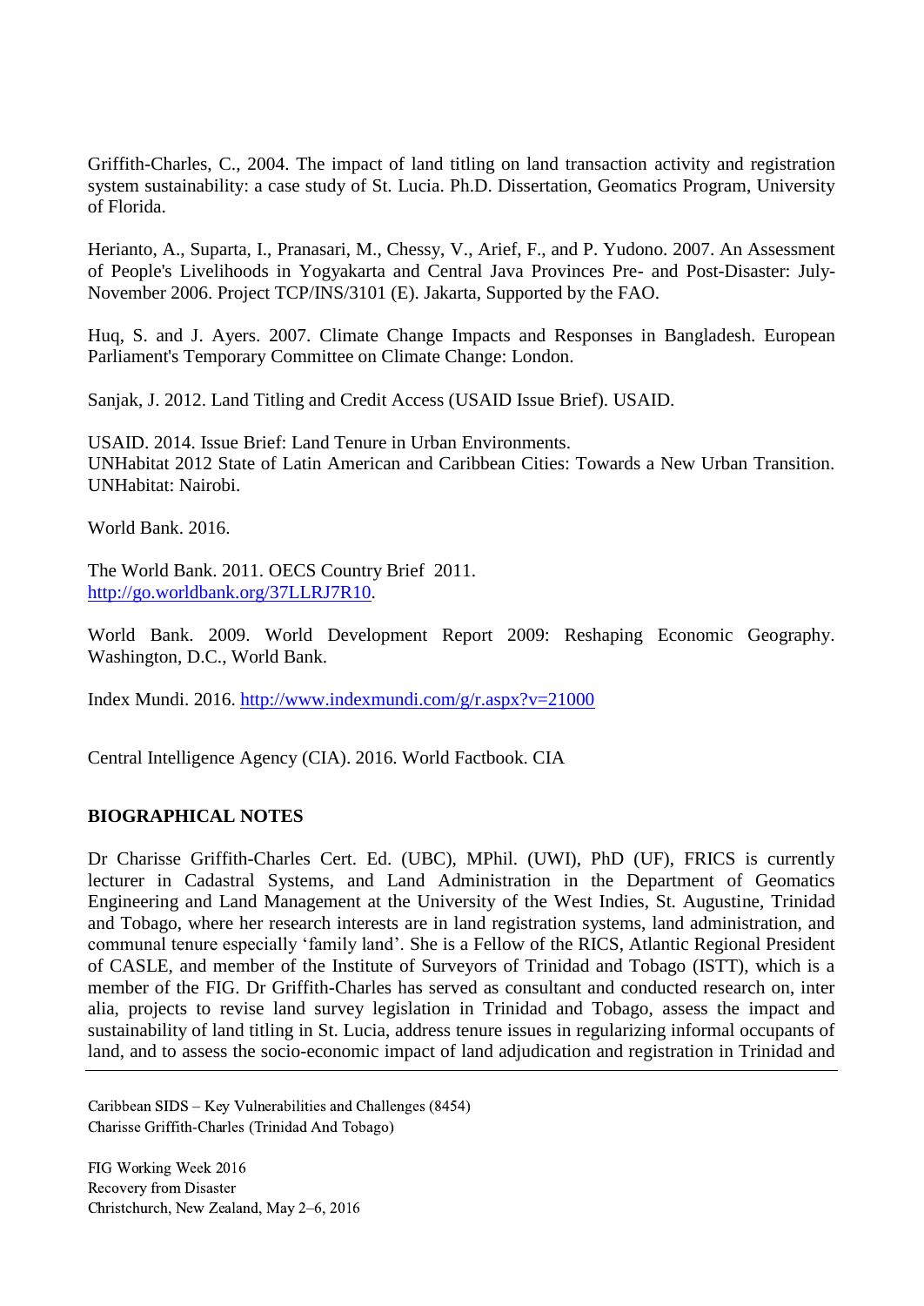Griffith-Charles, C., 2004. The impact of land titling on land transaction activity and registration system sustainability: a case study of St. Lucia. Ph.D. Dissertation, Geomatics Program, University of Florida.

Herianto, A., Suparta, I., Pranasari, M., Chessy, V., Arief, F., and P. Yudono. 2007. An Assessment of People's Livelihoods in Yogyakarta and Central Java Provinces Pre- and Post-Disaster: July-November 2006. Project TCP/INS/3101 (E). Jakarta, Supported by the FAO.

Huq, S. and J. Ayers. 2007. Climate Change Impacts and Responses in Bangladesh. European Parliament's Temporary Committee on Climate Change: London.

Sanjak, J. 2012. Land Titling and Credit Access (USAID Issue Brief). USAID.

USAID. 2014. Issue Brief: Land Tenure in Urban Environments.
UNHabitat 2012 State of Latin American and Caribbean Cities: Towards a New Urban Transition. UNHabitat: Nairobi.

World Bank. 2016.

The World Bank. 2011. OECS Country Brief 2011. http://go.worldbank.org/37LLRJ7R10.

World Bank. 2009. World Development Report 2009: Reshaping Economic Geography. Washington, D.C., World Bank.

Index Mundi. 2016. http://www.indexmundi.com/g/r.aspx?v=21000

Central Intelligence Agency (CIA). 2016. World Factbook. CIA

**BIOGRAPHICAL NOTES**

Dr Charisse Griffith-Charles Cert. Ed. (UBC), MPhil. (UWI), PhD (UF), FRICS is currently lecturer in Cadastral Systems, and Land Administration in the Department of Geomatics Engineering and Land Management at the University of the West Indies, St. Augustine, Trinidad and Tobago, where her research interests are in land registration systems, land administration, and communal tenure especially 'family land'. She is a Fellow of the RICS, Atlantic Regional President of CASLE, and member of the Institute of Surveyors of Trinidad and Tobago (ISTT), which is a member of the FIG. Dr Griffith-Charles has served as consultant and conducted research on, inter alia, projects to revise land survey legislation in Trinidad and Tobago, assess the impact and sustainability of land titling in St. Lucia, address tenure issues in regularizing informal occupants of land, and to assess the socio-economic impact of land adjudication and registration in Trinidad and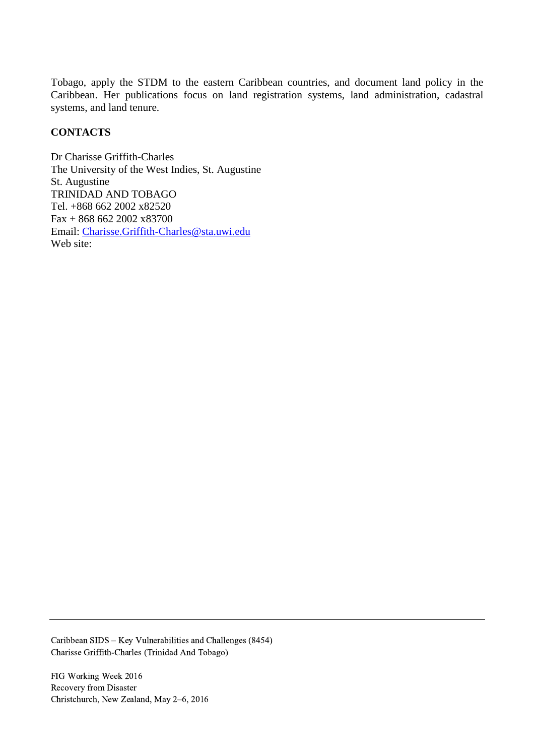Tobago, apply the STDM to the eastern Caribbean countries, and document land policy in the Caribbean. Her publications focus on land registration systems, land administration, cadastral systems, and land tenure.

## CONTACTS

Dr Charisse Griffith-Charles
The University of the West Indies, St. Augustine
St. Augustine
TRINIDAD AND TOBAGO
Tel. +868 662 2002 x82520
Fax + 868 662 2002 x83700
Email: Charisse.Griffith-Charles@sta.uwi.edu
Web site: